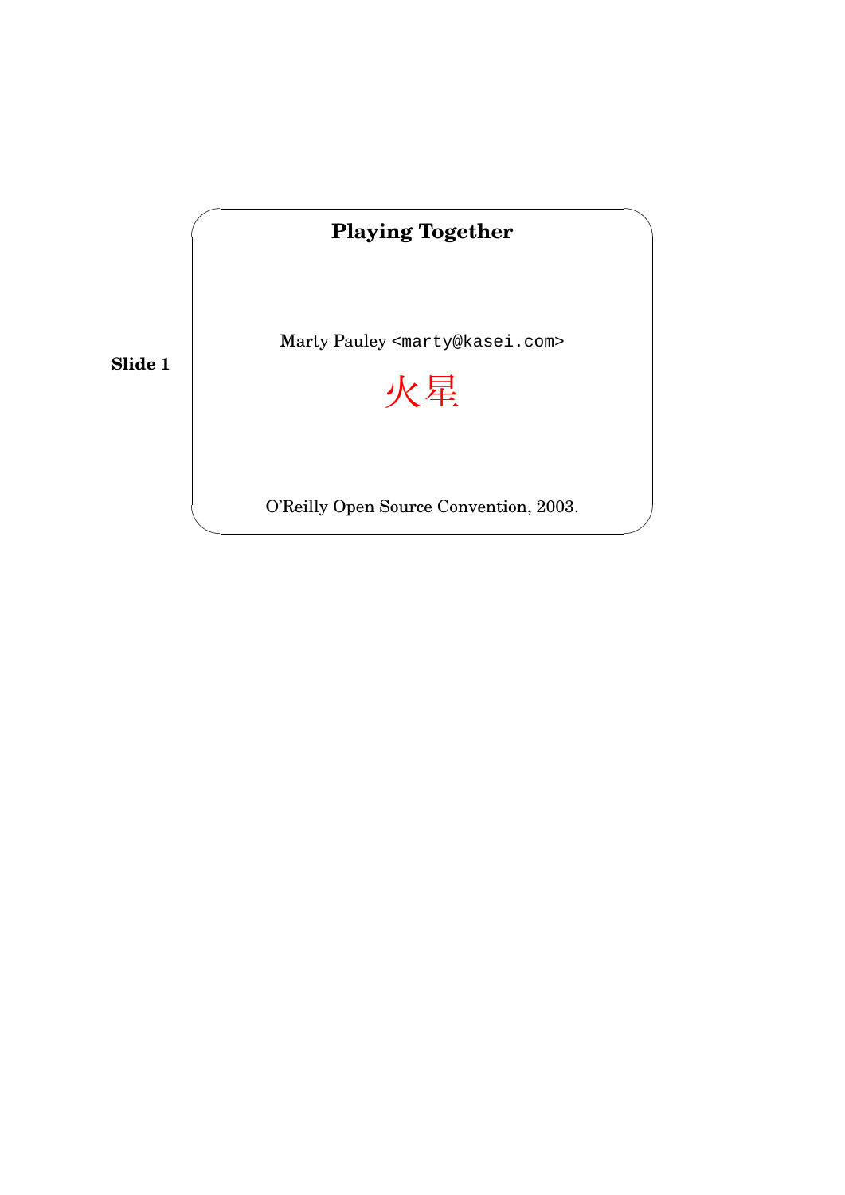**Slide 1**

# Playing Together

Marty Pauley `<marty@kasei.com>`

火星

O'Reilly Open Source Convention, 2003.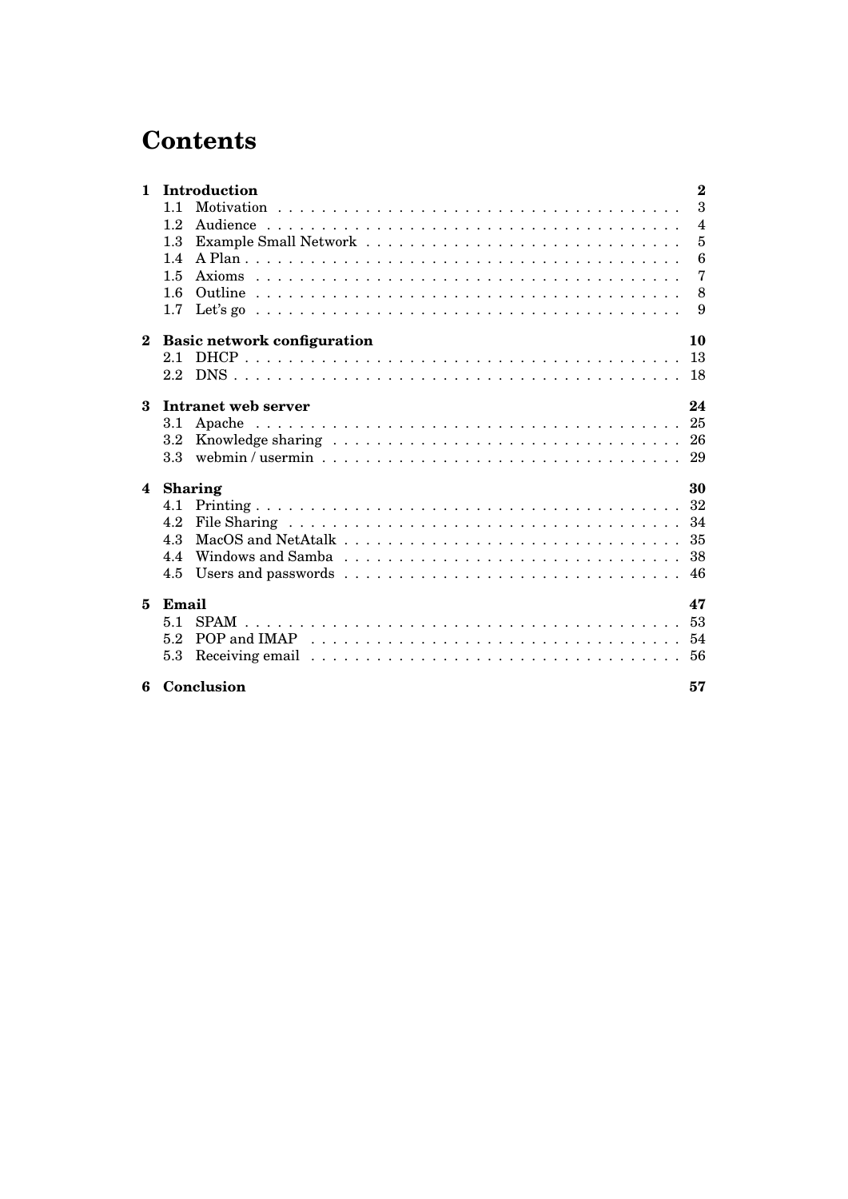# Contents

**1 Introduction** **2**

- 1.1 Motivation . . . 3
- 1.2 Audience . . . 4
- 1.3 Example Small Network . . . 5
- 1.4 A Plan . . . 6
- 1.5 Axioms . . . 7
- 1.6 Outline . . . 8
- 1.7 Let's go . . . 9

**2 Basic network configuration** **10**

- 2.1 DHCP . . . 13
- 2.2 DNS . . . 18

**3 Intranet web server** **24**

- 3.1 Apache . . . 25
- 3.2 Knowledge sharing . . . 26
- 3.3 webmin / usermin . . . 29

**4 Sharing** **30**

- 4.1 Printing . . . 32
- 4.2 File Sharing . . . 34
- 4.3 MacOS and NetAtalk . . . 35
- 4.4 Windows and Samba . . . 38
- 4.5 Users and passwords . . . 46

**5 Email** **47**

- 5.1 SPAM . . . 53
- 5.2 POP and IMAP . . . 54
- 5.3 Receiving email . . . 56

**6 Conclusion** **57**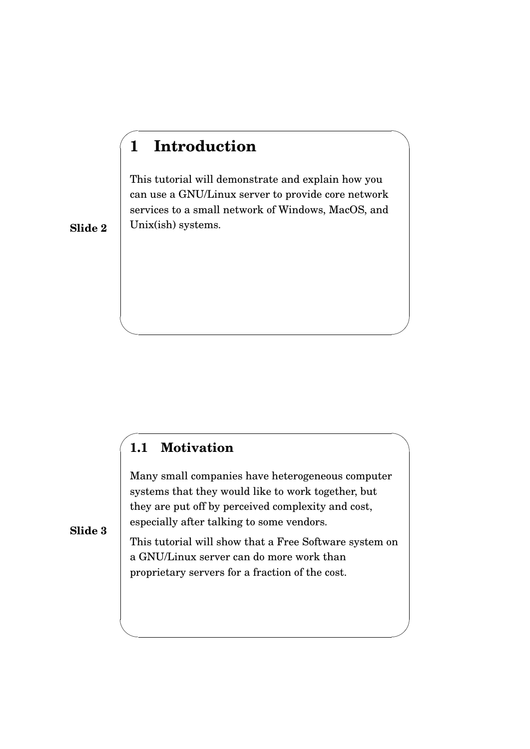# 1 Introduction

This tutorial will demonstrate and explain how you can use a GNU/Linux server to provide core network services to a small network of Windows, MacOS, and Unix(ish) systems.

## 1.1 Motivation

Many small companies have heterogeneous computer systems that they would like to work together, but they are put off by perceived complexity and cost, especially after talking to some vendors.

This tutorial will show that a Free Software system on a GNU/Linux server can do more work than proprietary servers for a fraction of the cost.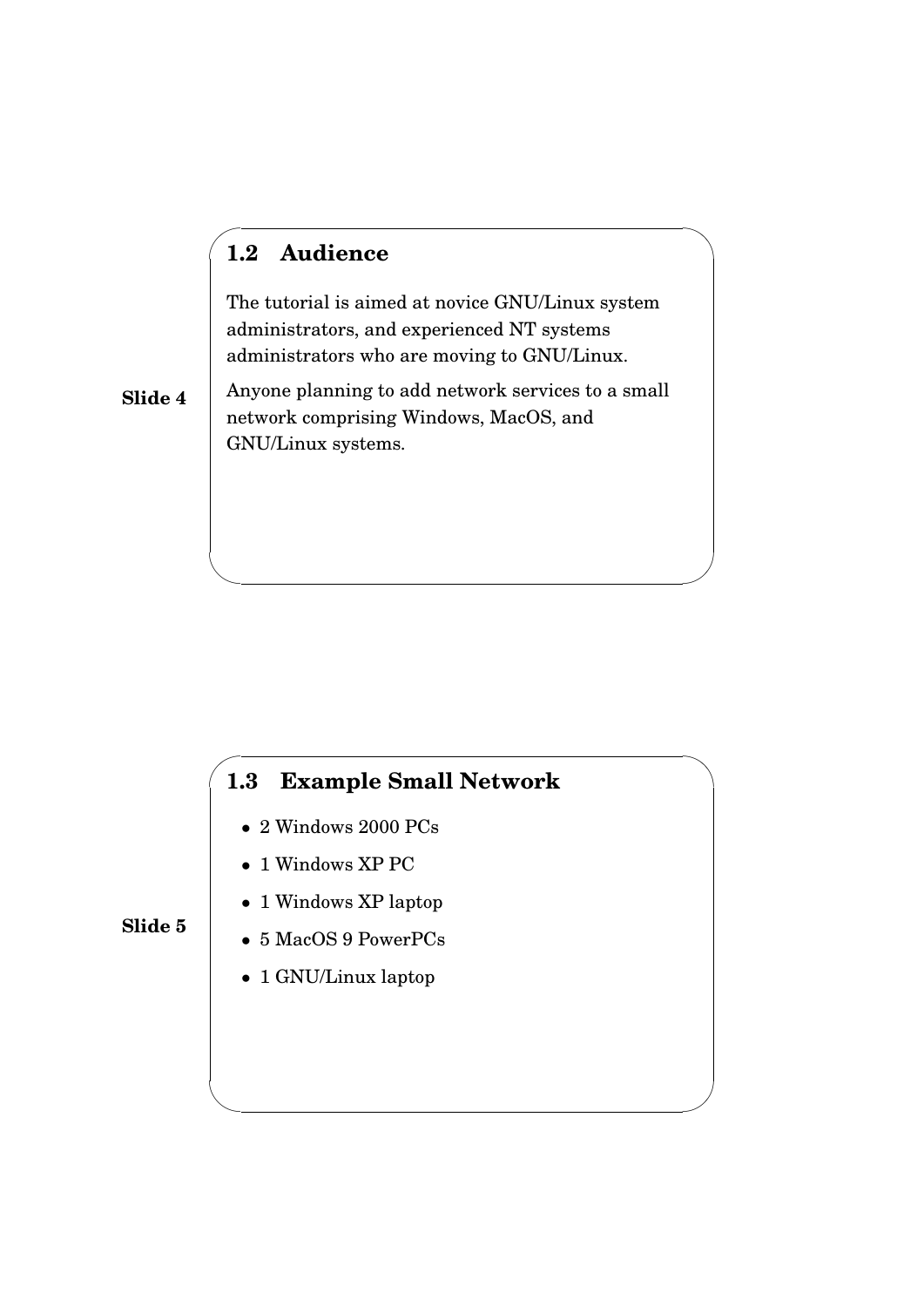## 1.2 Audience

Slide 4

The tutorial is aimed at novice GNU/Linux system administrators, and experienced NT systems administrators who are moving to GNU/Linux.

Anyone planning to add network services to a small network comprising Windows, MacOS, and GNU/Linux systems.

## 1.3 Example Small Network

Slide 5

- 2 Windows 2000 PCs
- 1 Windows XP PC
- 1 Windows XP laptop
- 5 MacOS 9 PowerPCs
- 1 GNU/Linux laptop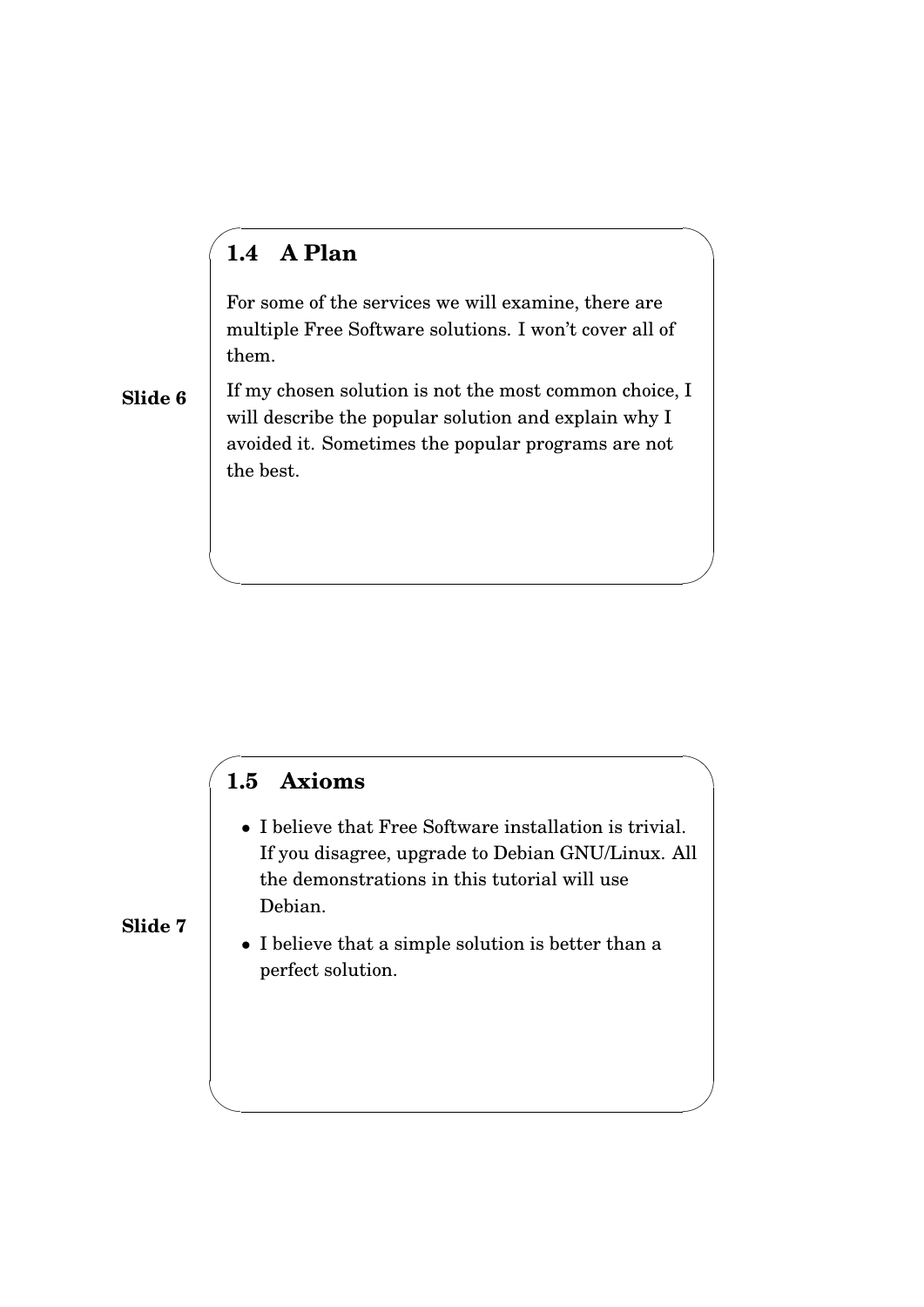## 1.4 A Plan

**Slide 6**

For some of the services we will examine, there are multiple Free Software solutions. I won't cover all of them.

If my chosen solution is not the most common choice, I will describe the popular solution and explain why I avoided it. Sometimes the popular programs are not the best.

## 1.5 Axioms

**Slide 7**

- I believe that Free Software installation is trivial. If you disagree, upgrade to Debian GNU/Linux. All the demonstrations in this tutorial will use Debian.
- I believe that a simple solution is better than a perfect solution.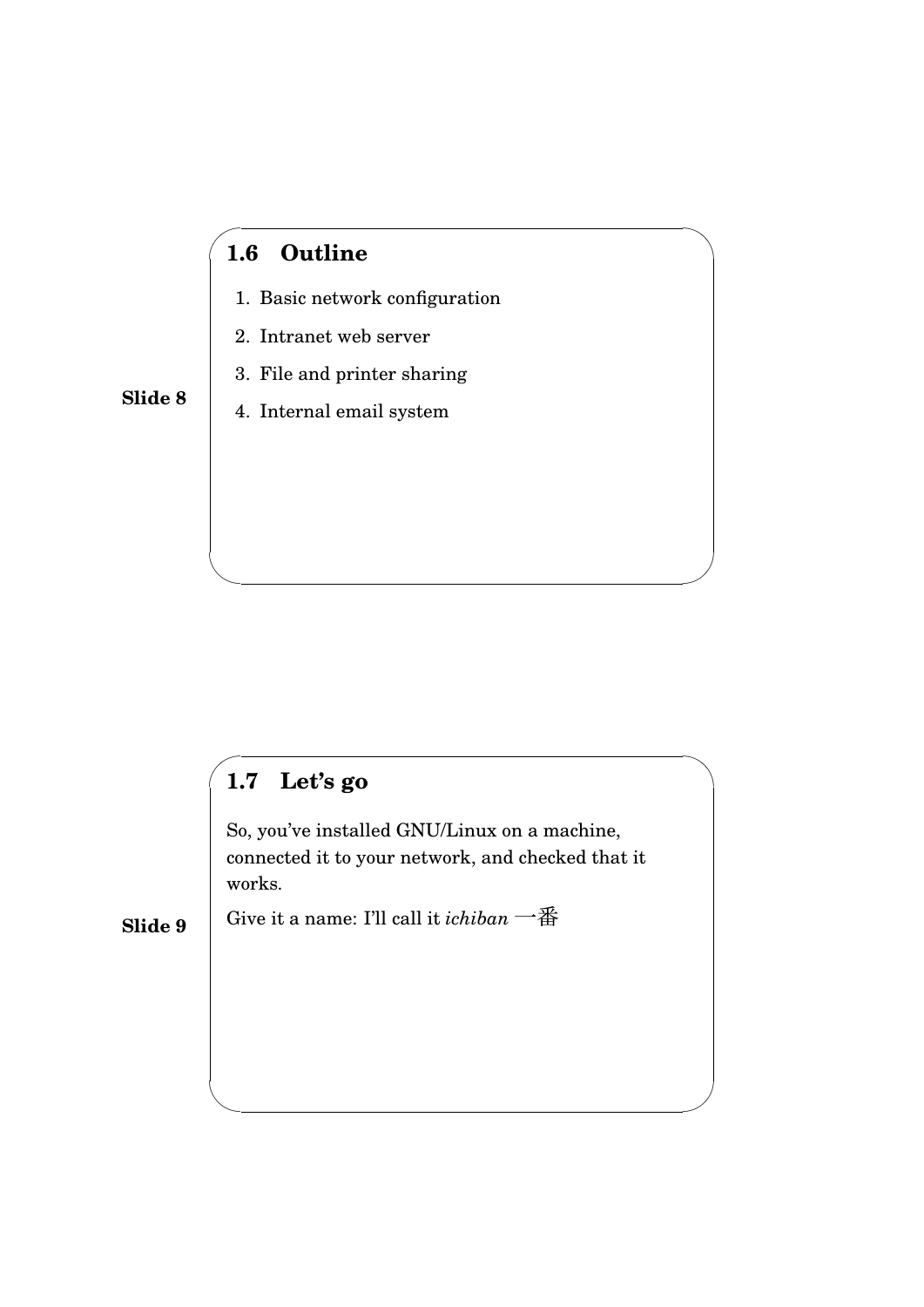**Slide 8**

## 1.6 Outline

1. Basic network configuration
2. Intranet web server
3. File and printer sharing
4. Internal email system

**Slide 9**

## 1.7 Let's go

So, you've installed GNU/Linux on a machine, connected it to your network, and checked that it works.

Give it a name: I'll call it *ichiban* 一番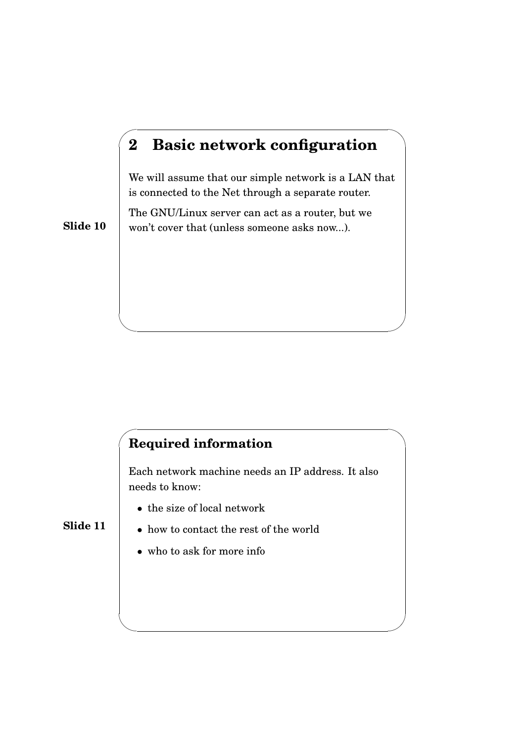## 2 Basic network configuration

**Slide 10**

We will assume that our simple network is a LAN that is connected to the Net through a separate router.

The GNU/Linux server can act as a router, but we won't cover that (unless someone asks now...).

### Required information

**Slide 11**

Each network machine needs an IP address. It also needs to know:

- the size of local network
- how to contact the rest of the world
- who to ask for more info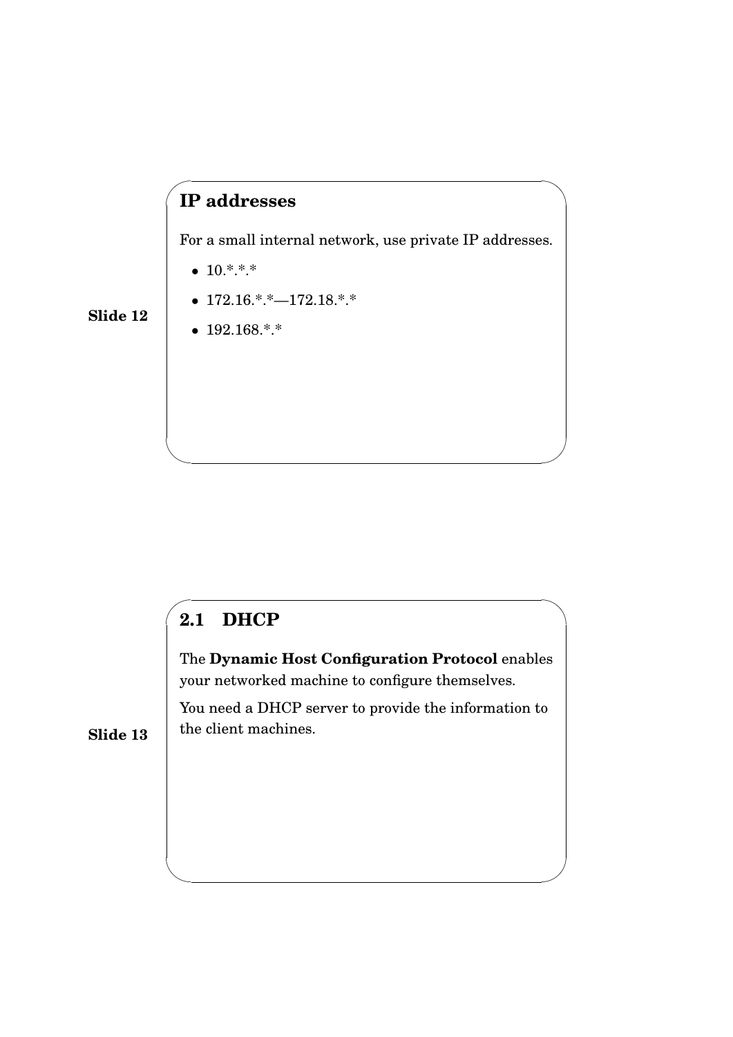**Slide 12**

## IP addresses

For a small internal network, use private IP addresses.

- 10.*.*.*
- 172.16.*.*—172.18.*.*
- 192.168.*.*

**Slide 13**

## 2.1 DHCP

The **Dynamic Host Configuration Protocol** enables your networked machine to configure themselves.

You need a DHCP server to provide the information to the client machines.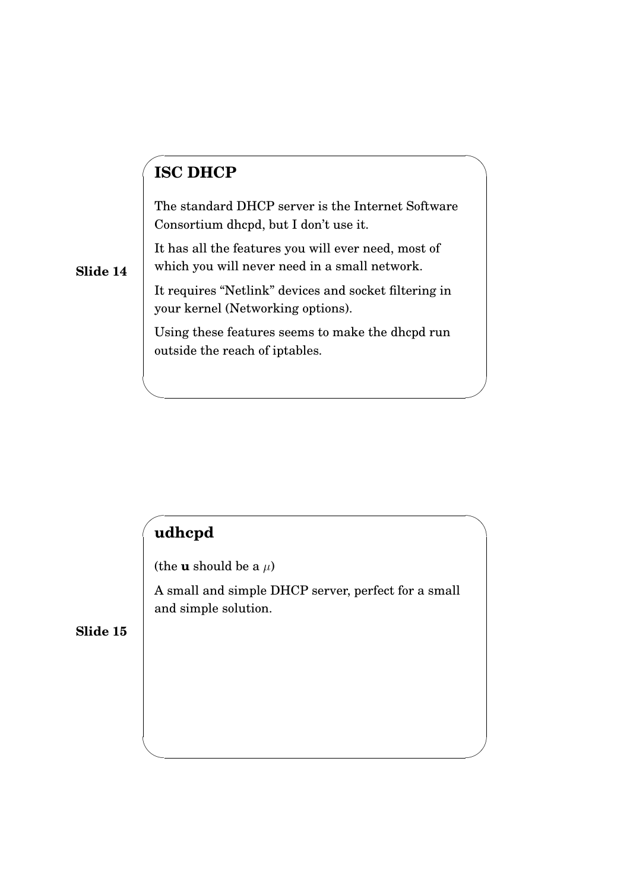**Slide 14**

## ISC DHCP

The standard DHCP server is the Internet Software Consortium dhcpd, but I don't use it.

It has all the features you will ever need, most of which you will never need in a small network.

It requires "Netlink" devices and socket filtering in your kernel (Networking options).

Using these features seems to make the dhcpd run outside the reach of iptables.

**Slide 15**

## udhcpd

(the **u** should be a $\mu$)

A small and simple DHCP server, perfect for a small and simple solution.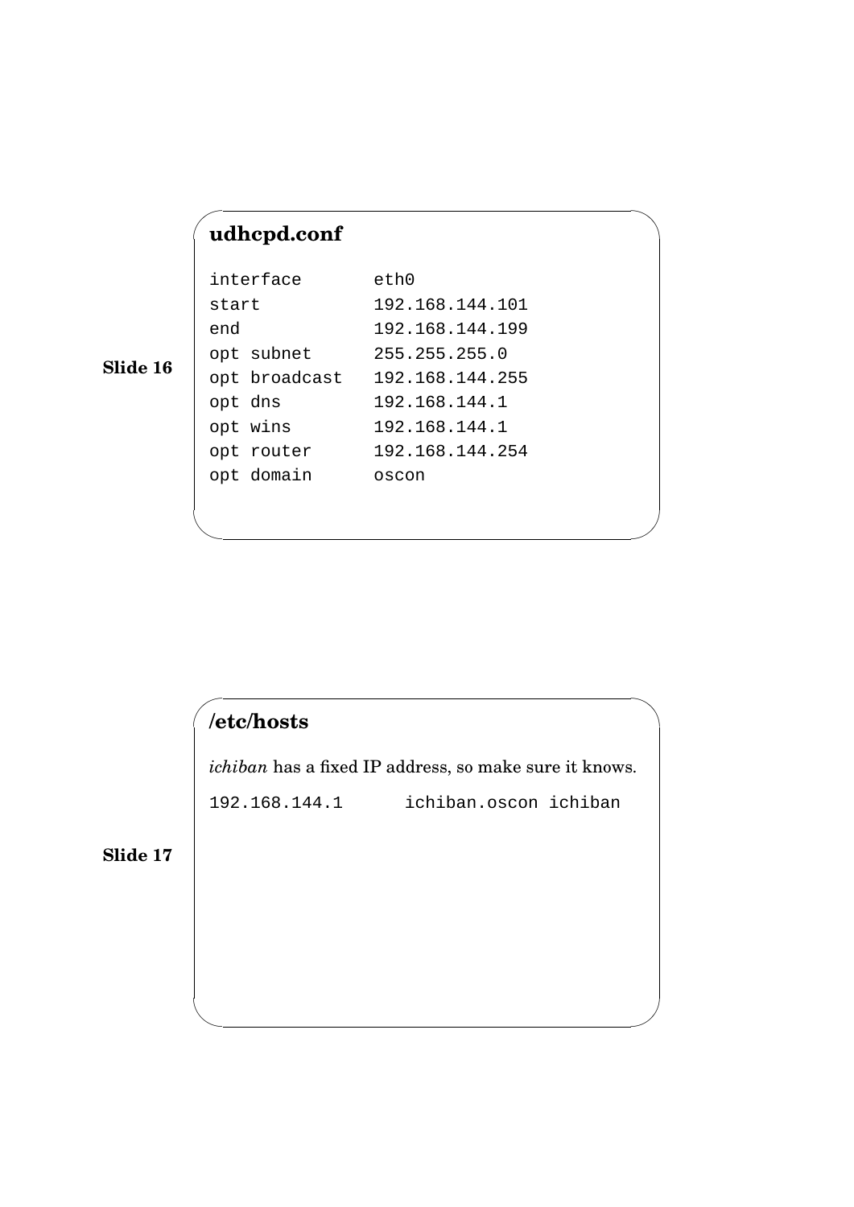**Slide 16**

## udhcpd.conf

```
interface       eth0
start           192.168.144.101
end             192.168.144.199
opt subnet      255.255.255.0
opt broadcast   192.168.144.255
opt dns         192.168.144.1
opt wins        192.168.144.1
opt router      192.168.144.254
opt domain      oscon
```

**Slide 17**

## /etc/hosts

*ichiban* has a fixed IP address, so make sure it knows.

```
192.168.144.1      ichiban.oscon ichiban
```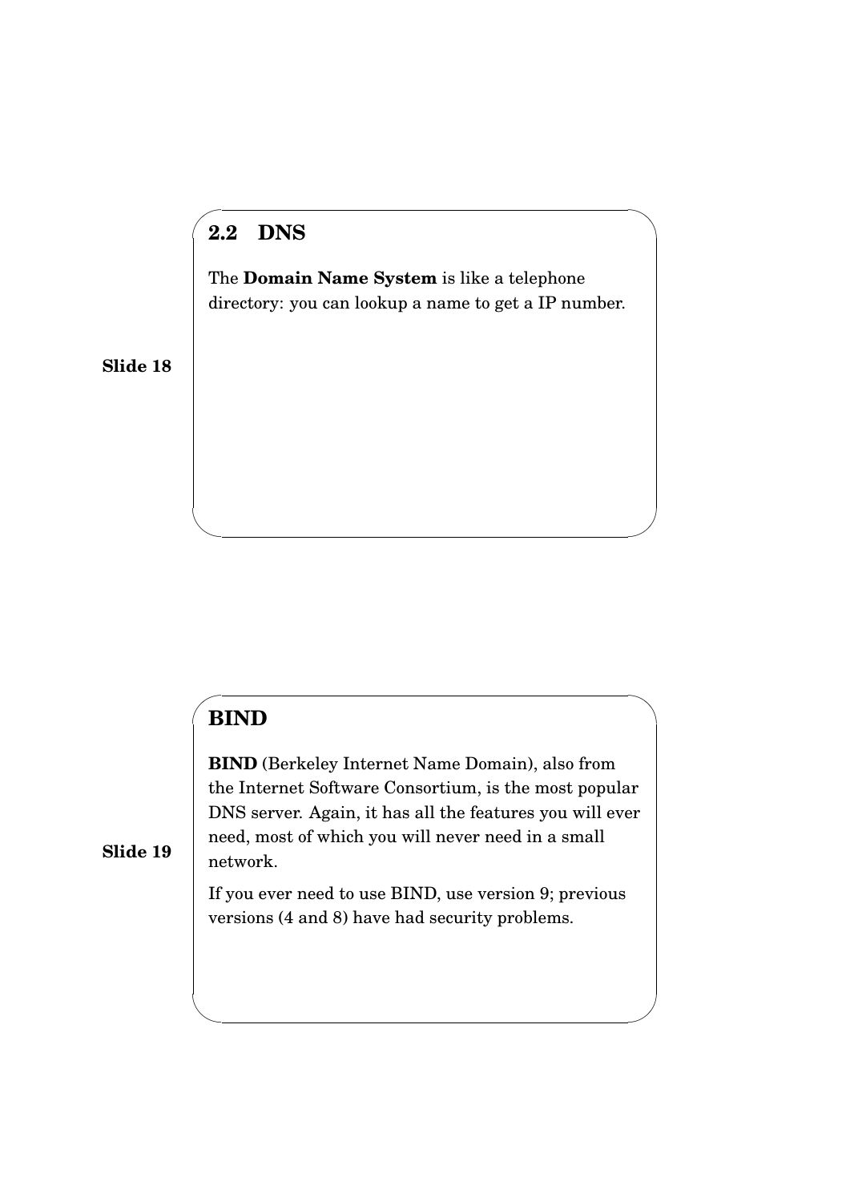**Slide 18**

## 2.2 DNS

The **Domain Name System** is like a telephone directory: you can lookup a name to get a IP number.

**Slide 19**

## BIND

**BIND** (Berkeley Internet Name Domain), also from the Internet Software Consortium, is the most popular DNS server. Again, it has all the features you will ever need, most of which you will never need in a small network.

If you ever need to use BIND, use version 9; previous versions (4 and 8) have had security problems.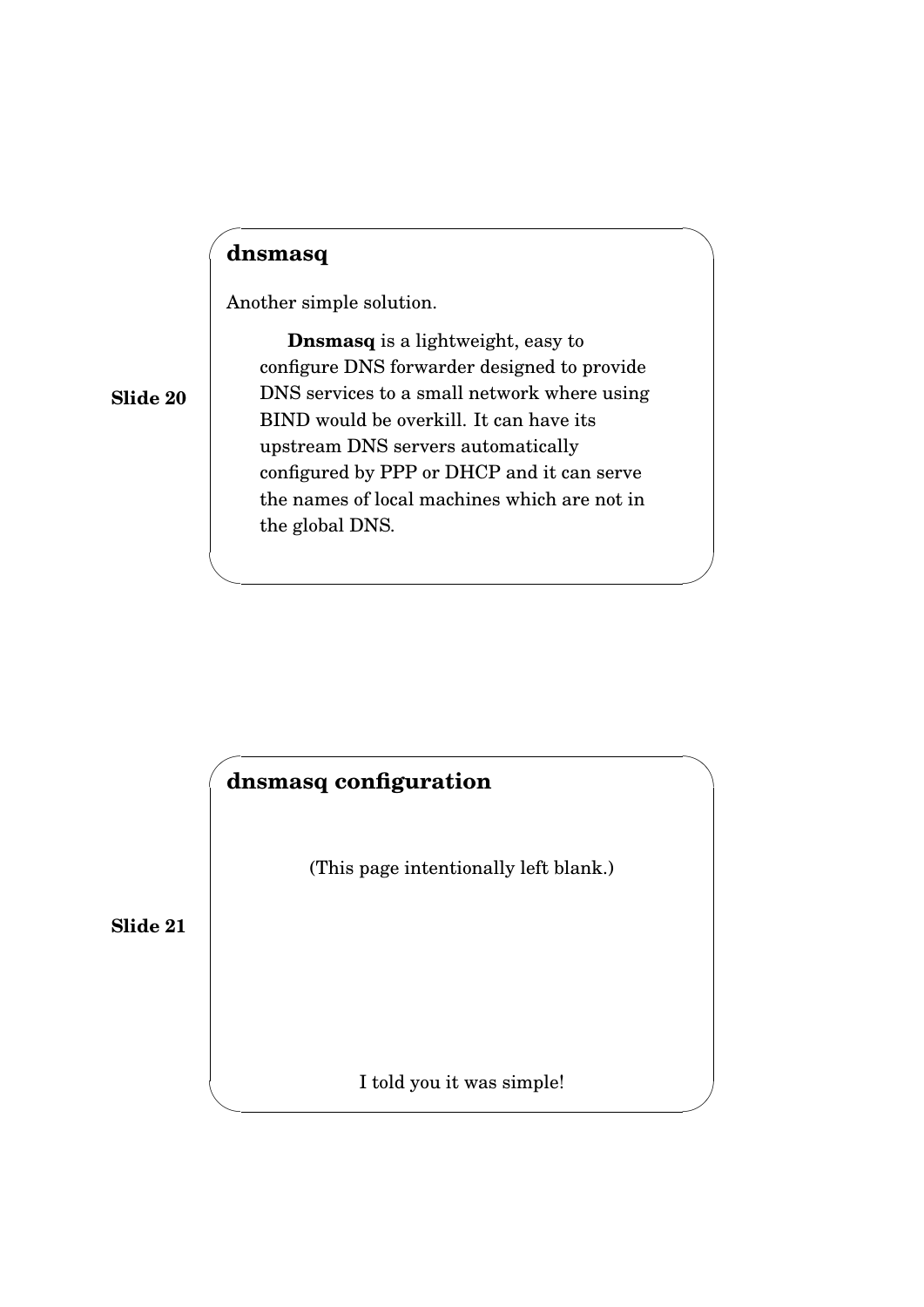**Slide 20**

## dnsmasq

Another simple solution.

> **Dnsmasq** is a lightweight, easy to configure DNS forwarder designed to provide DNS services to a small network where using BIND would be overkill. It can have its upstream DNS servers automatically configured by PPP or DHCP and it can serve the names of local machines which are not in the global DNS.

**Slide 21**

## dnsmasq configuration

(This page intentionally left blank.)

I told you it was simple!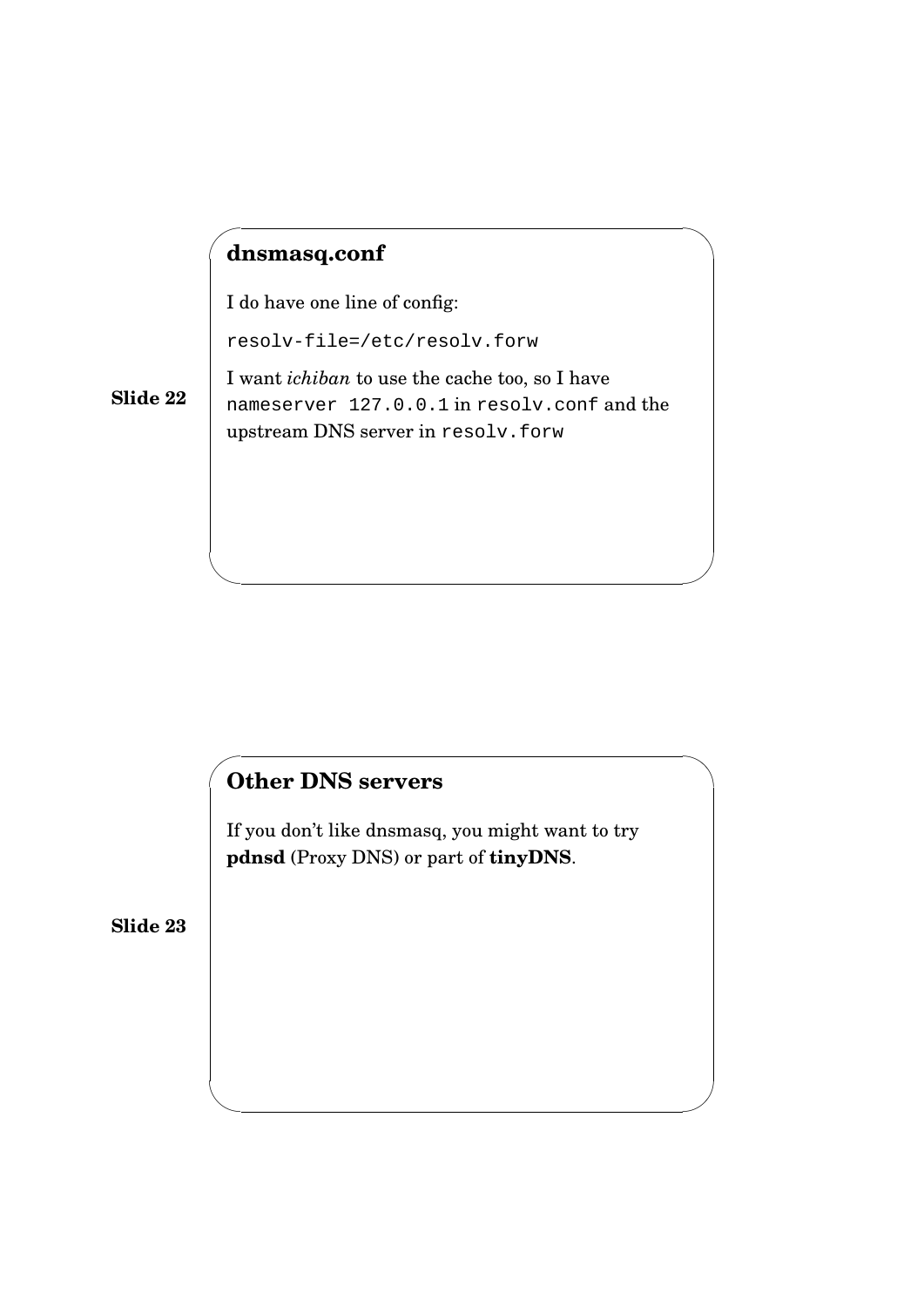**Slide 22**

## dnsmasq.conf

I do have one line of config:

```
resolv-file=/etc/resolv.forw
```

I want *ichiban* to use the cache too, so I have `nameserver 127.0.0.1` in `resolv.conf` and the upstream DNS server in `resolv.forw`

**Slide 23**

## Other DNS servers

If you don't like dnsmasq, you might want to try **pdnsd** (Proxy DNS) or part of **tinyDNS**.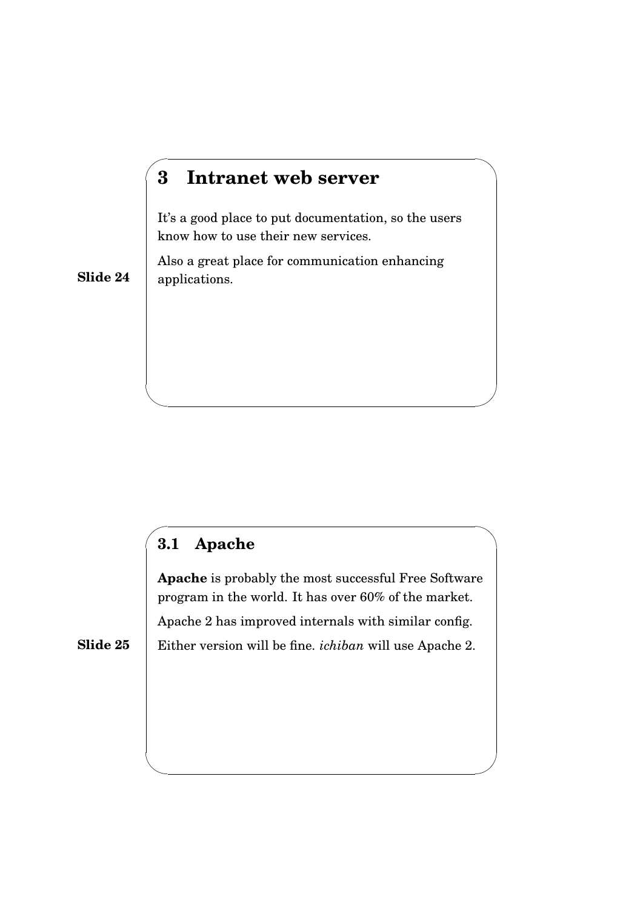Slide 24

# 3 Intranet web server

It's a good place to put documentation, so the users know how to use their new services.

Also a great place for communication enhancing applications.

Slide 25

## 3.1 Apache

**Apache** is probably the most successful Free Software program in the world. It has over 60% of the market.

Apache 2 has improved internals with similar config.

Either version will be fine. *ichiban* will use Apache 2.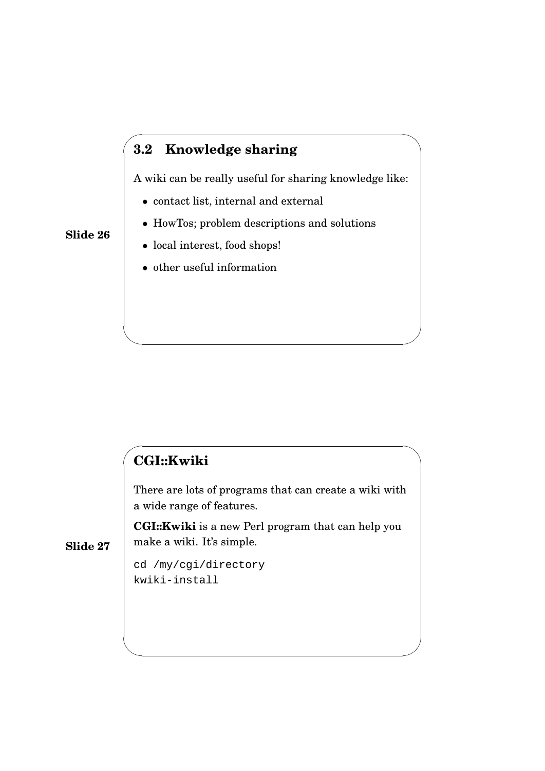Slide 26

## 3.2 Knowledge sharing

A wiki can be really useful for sharing knowledge like:

- contact list, internal and external
- HowTos; problem descriptions and solutions
- local interest, food shops!
- other useful information

Slide 27

## CGI::Kwiki

There are lots of programs that can create a wiki with a wide range of features.

**CGI::Kwiki** is a new Perl program that can help you make a wiki. It's simple.

```
cd /my/cgi/directory
kwiki-install
```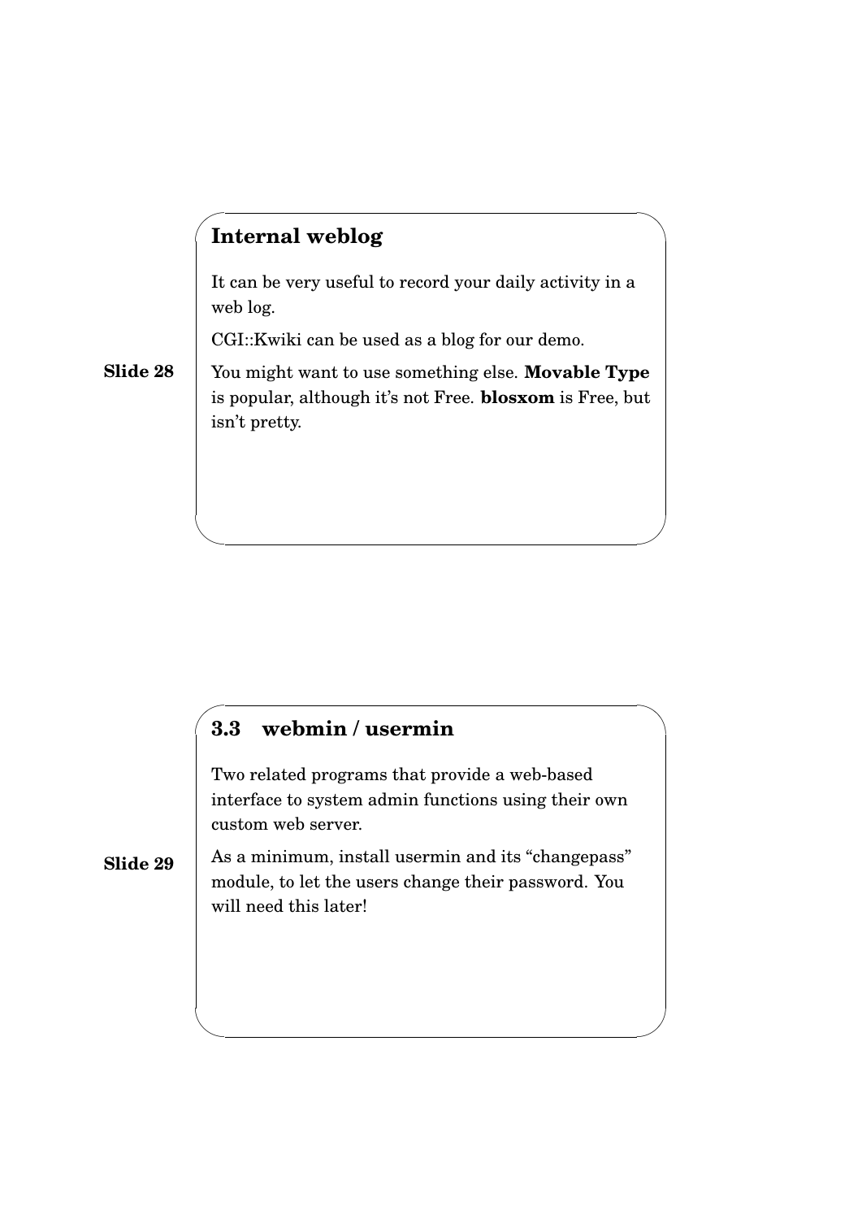Slide 28

## Internal weblog

It can be very useful to record your daily activity in a web log.

CGI::Kwiki can be used as a blog for our demo.

You might want to use something else. **Movable Type** is popular, although it's not Free. **blosxom** is Free, but isn't pretty.

Slide 29

## 3.3 webmin / usermin

Two related programs that provide a web-based interface to system admin functions using their own custom web server.

As a minimum, install usermin and its "changepass" module, to let the users change their password. You will need this later!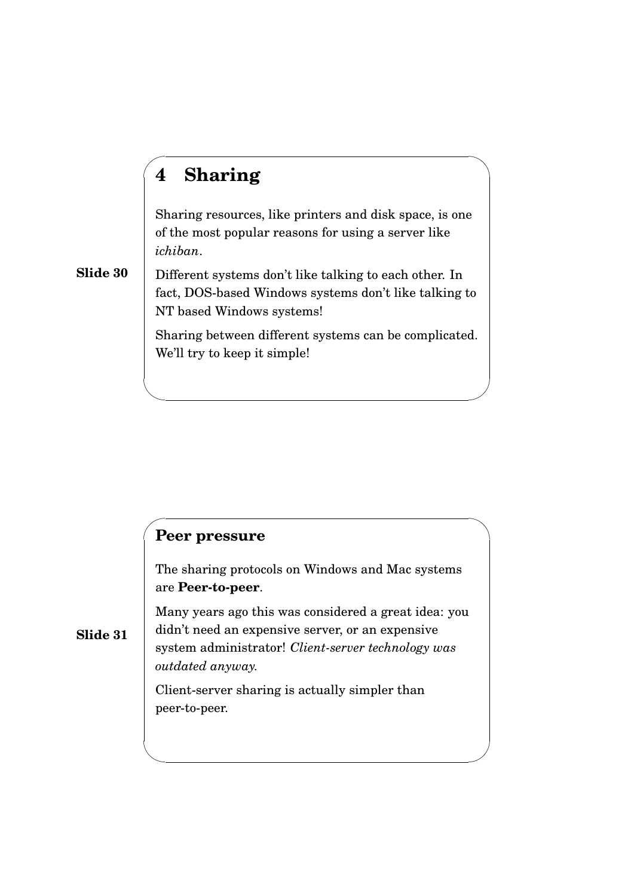## 4 Sharing

**Slide 30**

Sharing resources, like printers and disk space, is one of the most popular reasons for using a server like *ichiban*.

Different systems don't like talking to each other. In fact, DOS-based Windows systems don't like talking to NT based Windows systems!

Sharing between different systems can be complicated. We'll try to keep it simple!

### Peer pressure

**Slide 31**

The sharing protocols on Windows and Mac systems are **Peer-to-peer**.

Many years ago this was considered a great idea: you didn't need an expensive server, or an expensive system administrator! *Client-server technology was outdated anyway.*

Client-server sharing is actually simpler than peer-to-peer.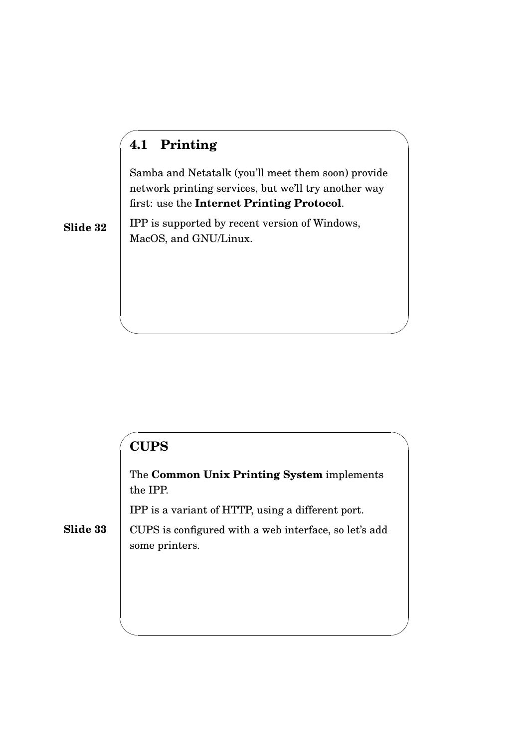**Slide 32**

## 4.1 Printing

Samba and Netatalk (you'll meet them soon) provide network printing services, but we'll try another way first: use the **Internet Printing Protocol**.

IPP is supported by recent version of Windows, MacOS, and GNU/Linux.

**Slide 33**

## CUPS

The **Common Unix Printing System** implements the IPP.

IPP is a variant of HTTP, using a different port.

CUPS is configured with a web interface, so let's add some printers.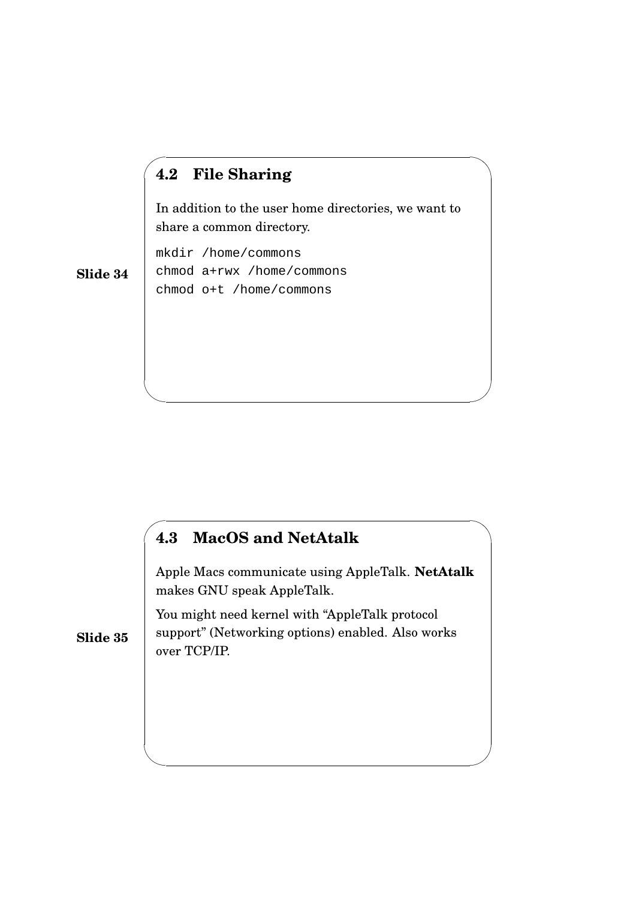Slide 34

## 4.2 File Sharing

In addition to the user home directories, we want to share a common directory.

```
mkdir /home/commons
chmod a+rwx /home/commons
chmod o+t /home/commons
```

Slide 35

## 4.3 MacOS and NetAtalk

Apple Macs communicate using AppleTalk. **NetAtalk** makes GNU speak AppleTalk.

You might need kernel with “AppleTalk protocol support” (Networking options) enabled. Also works over TCP/IP.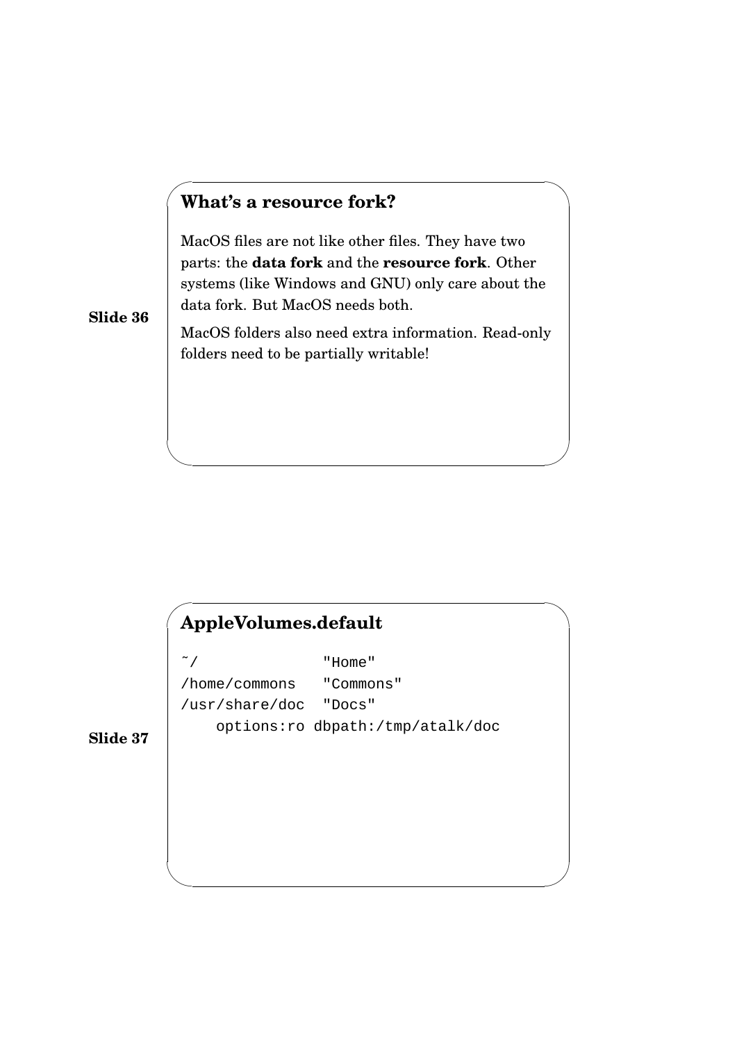Slide 36

## What's a resource fork?

MacOS files are not like other files. They have two parts: the **data fork** and the **resource fork**. Other systems (like Windows and GNU) only care about the data fork. But MacOS needs both.

MacOS folders also need extra information. Read-only folders need to be partially writable!

Slide 37

## AppleVolumes.default

```
~/               "Home"
/home/commons    "Commons"
/usr/share/doc   "Docs"
    options:ro dbpath:/tmp/atalk/doc
```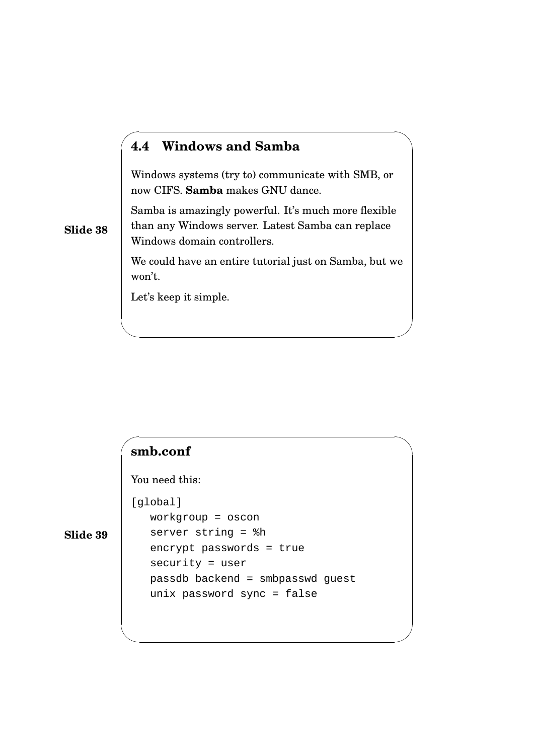**Slide 38**

## 4.4 Windows and Samba

Windows systems (try to) communicate with SMB, or now CIFS. **Samba** makes GNU dance.

Samba is amazingly powerful. It's much more flexible than any Windows server. Latest Samba can replace Windows domain controllers.

We could have an entire tutorial just on Samba, but we won't.

Let's keep it simple.

**Slide 39**

### smb.conf

You need this:

```
[global]
   workgroup = oscon
   server string = %h
   encrypt passwords = true
   security = user
   passdb backend = smbpasswd guest
   unix password sync = false
```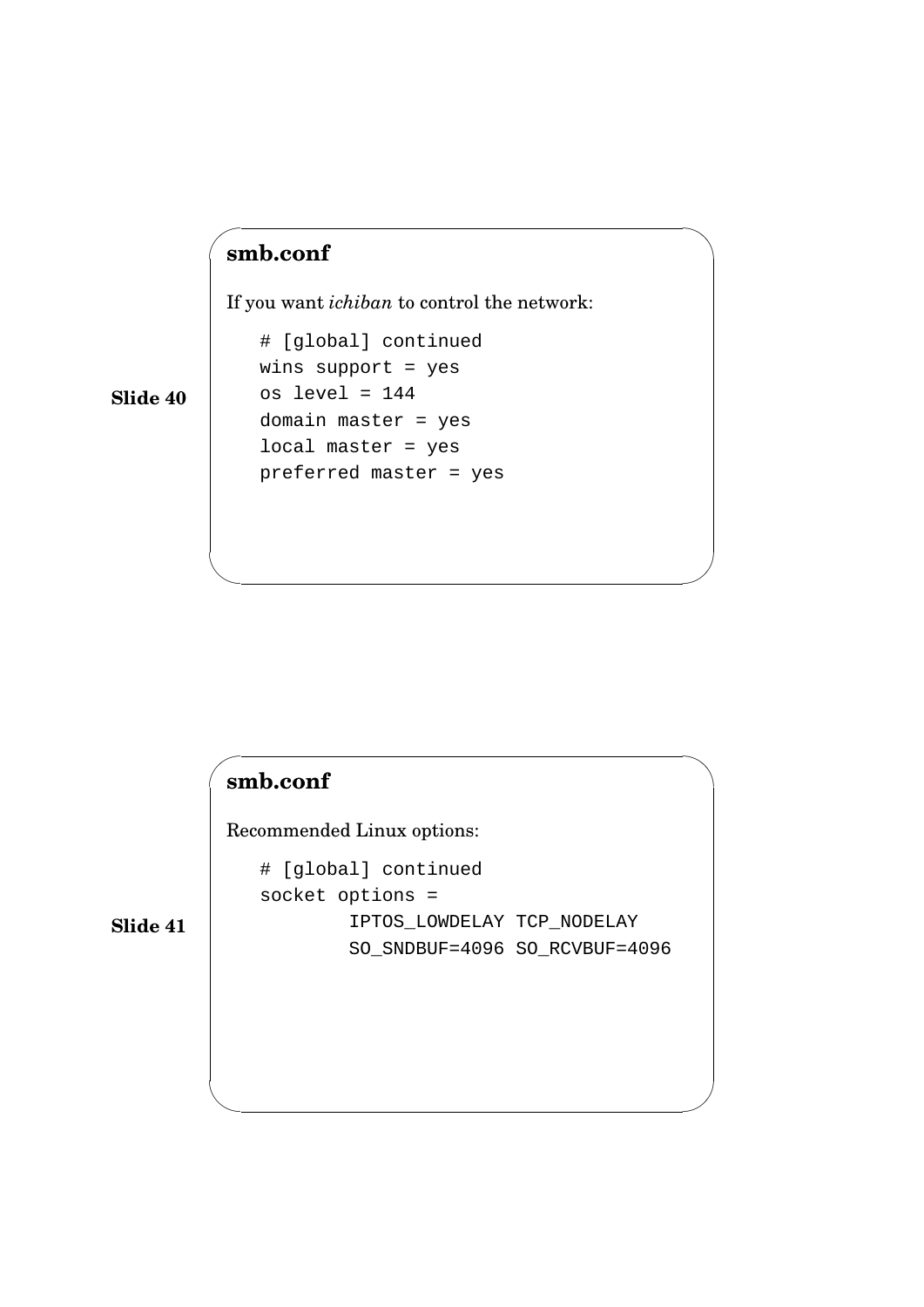**Slide 40**

## smb.conf

If you want *ichiban* to control the network:

```
# [global] continued
wins support = yes
os level = 144
domain master = yes
local master = yes
preferred master = yes
```

**Slide 41**

## smb.conf

Recommended Linux options:

```
# [global] continued
socket options =
        IPTOS_LOWDELAY TCP_NODELAY
        SO_SNDBUF=4096 SO_RCVBUF=4096
```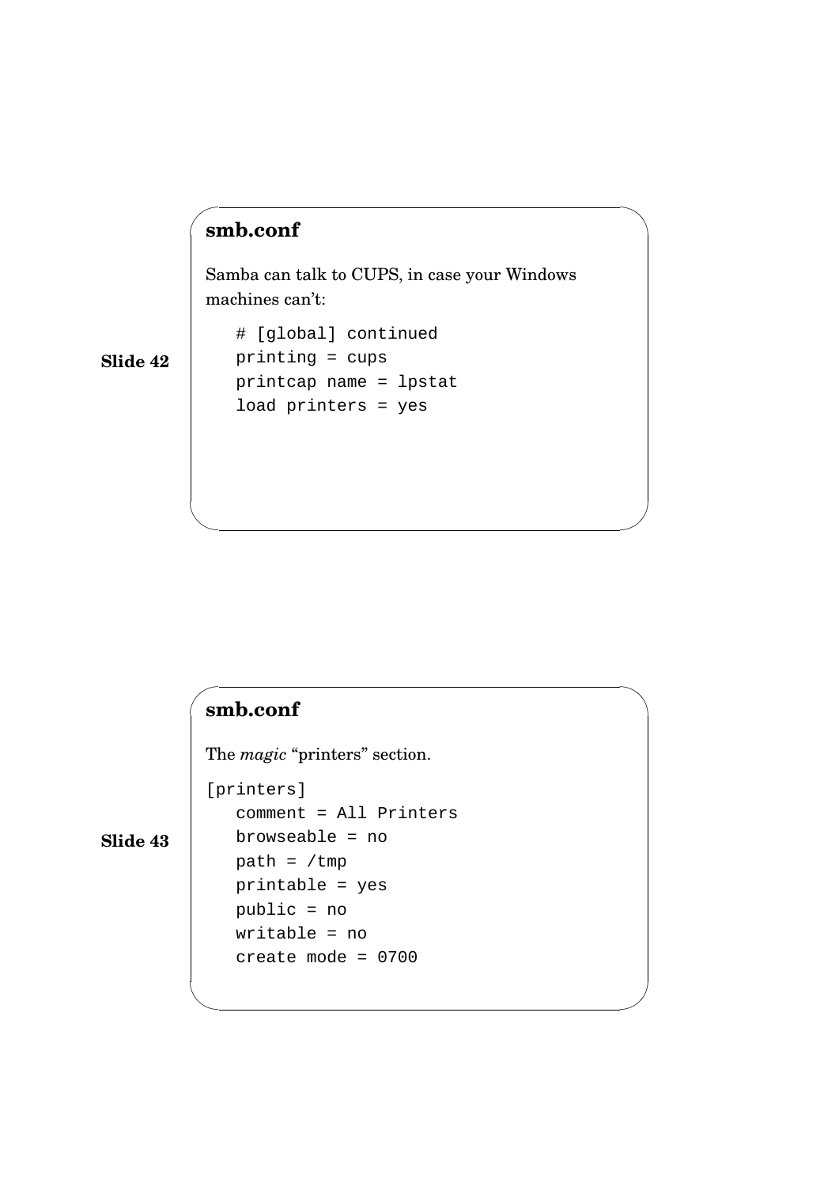**Slide 42**

## smb.conf

Samba can talk to CUPS, in case your Windows machines can't:

```
# [global] continued
printing = cups
printcap name = lpstat
load printers = yes
```

**Slide 43**

## smb.conf

The *magic* “printers” section.

```
[printers]
   comment = All Printers
   browseable = no
   path = /tmp
   printable = yes
   public = no
   writable = no
   create mode = 0700
```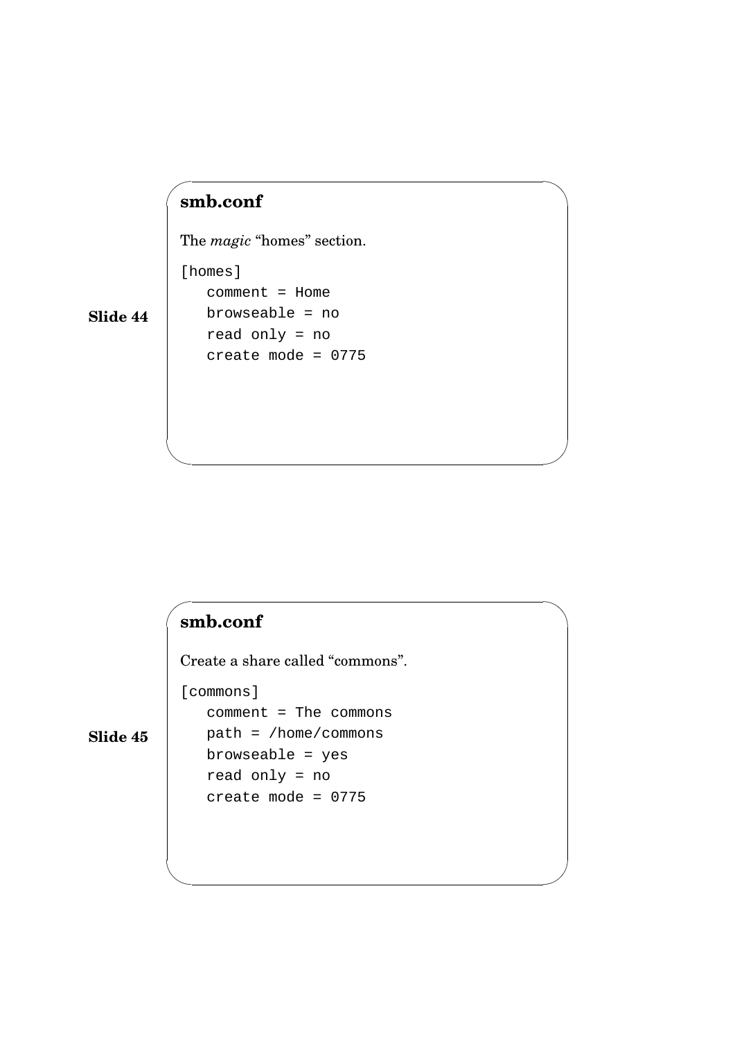**Slide 44**

## smb.conf

The *magic* “homes” section.

```
[homes]
   comment = Home
   browseable = no
   read only = no
   create mode = 0775
```

**Slide 45**

## smb.conf

Create a share called “commons”.

```
[commons]
   comment = The commons
   path = /home/commons
   browseable = yes
   read only = no
   create mode = 0775
```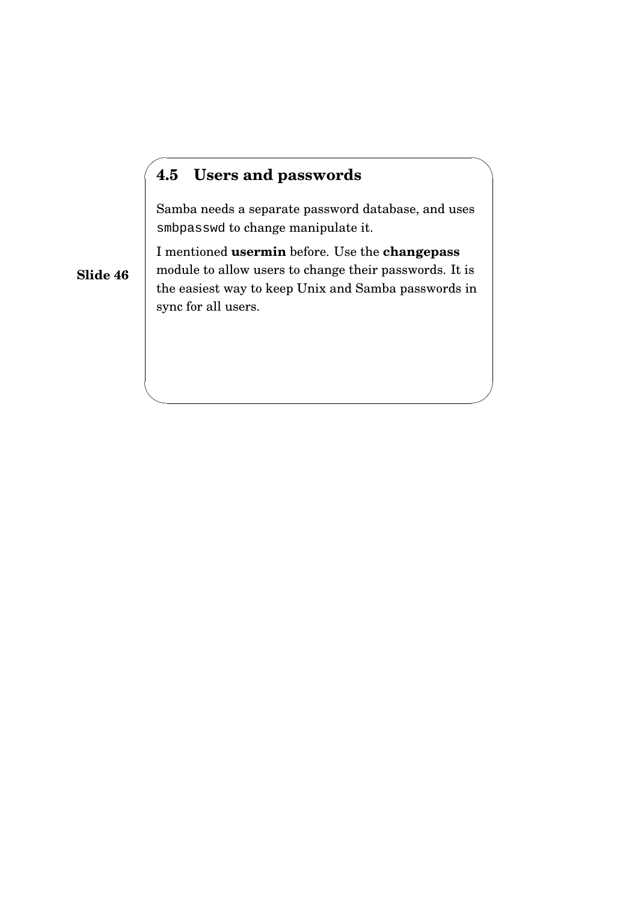**Slide 46**

## 4.5 Users and passwords

Samba needs a separate password database, and uses `smbpasswd` to change manipulate it.

I mentioned **usermin** before. Use the **changepass** module to allow users to change their passwords. It is the easiest way to keep Unix and Samba passwords in sync for all users.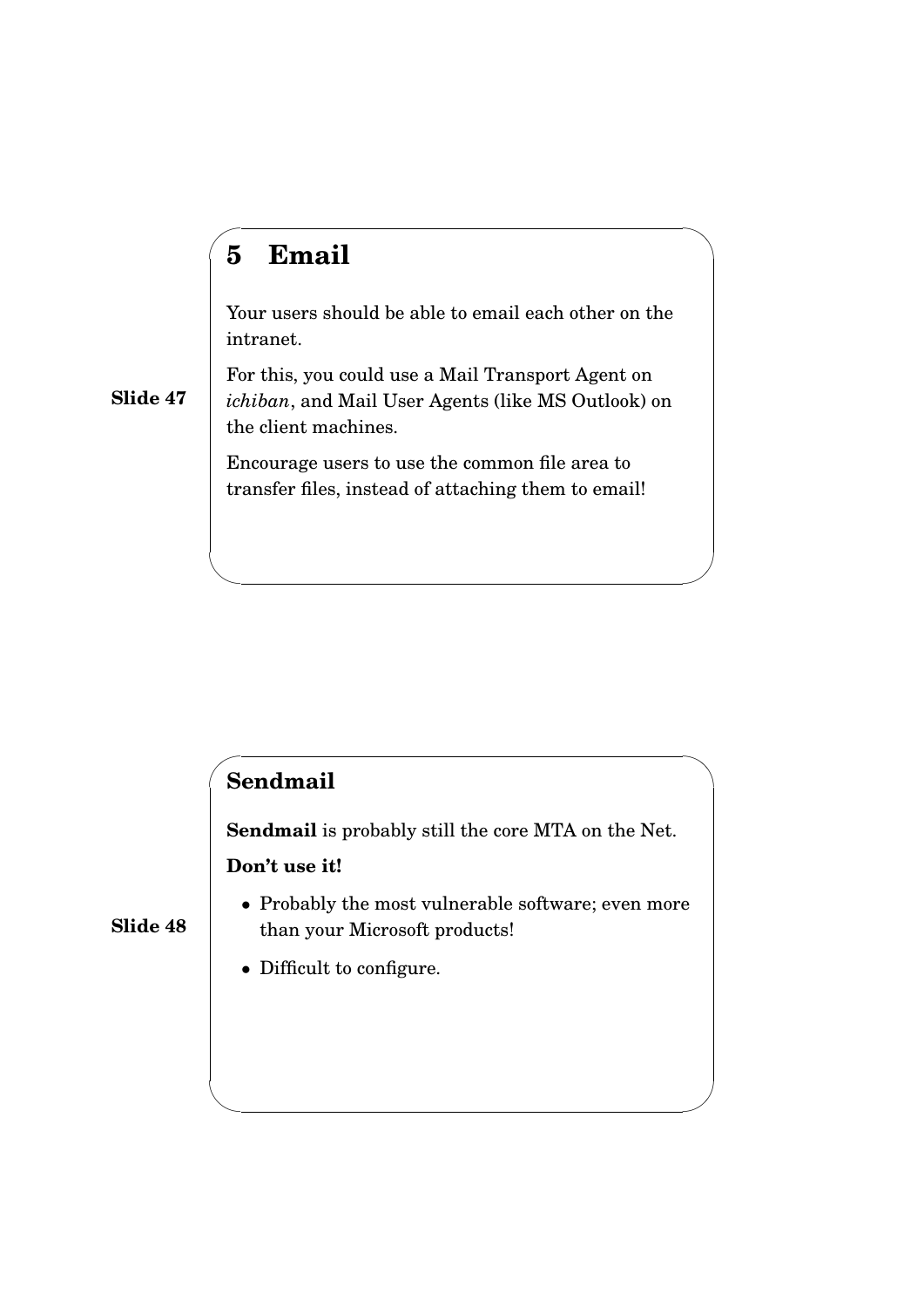Slide 47

# 5 Email

Your users should be able to email each other on the intranet.

For this, you could use a Mail Transport Agent on *ichiban*, and Mail User Agents (like MS Outlook) on the client machines.

Encourage users to use the common file area to transfer files, instead of attaching them to email!

Slide 48

## Sendmail

**Sendmail** is probably still the core MTA on the Net.

**Don't use it!**

- Probably the most vulnerable software; even more than your Microsoft products!
- Difficult to configure.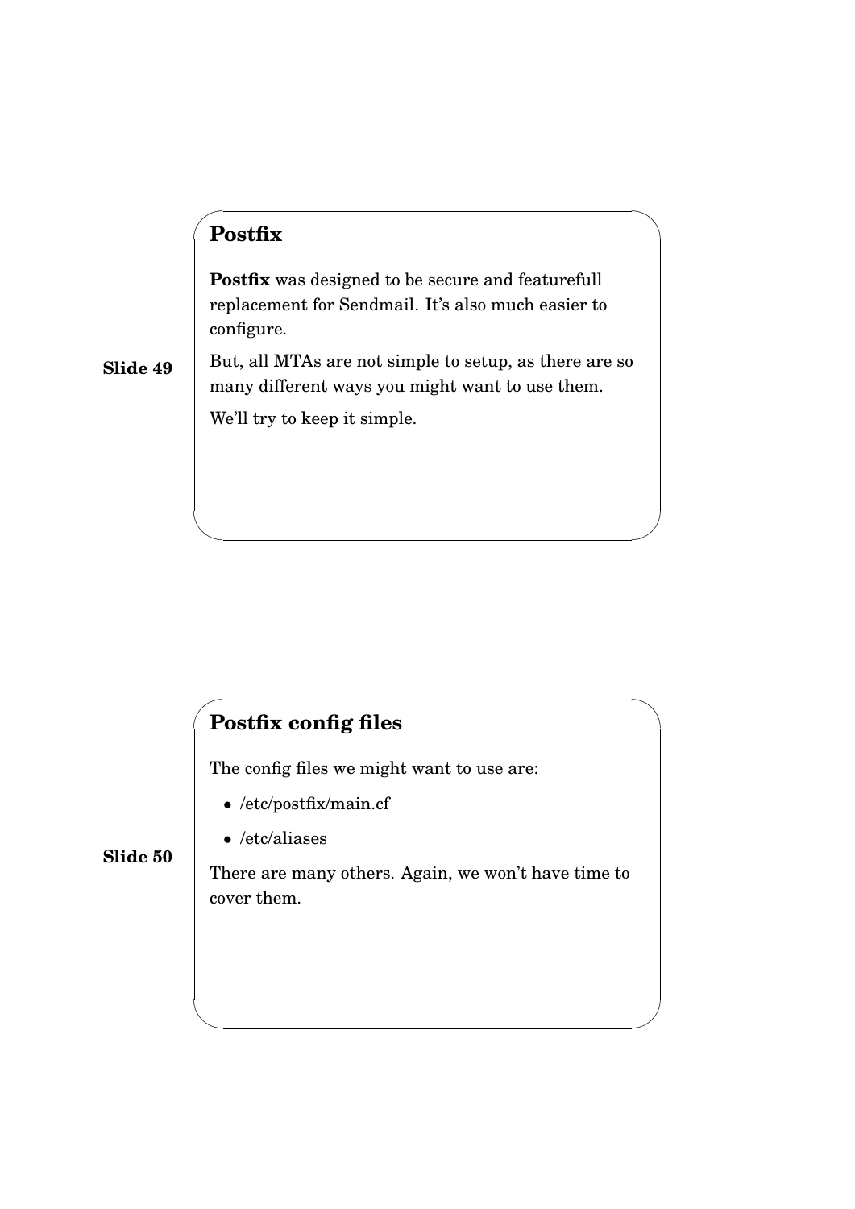**Slide 49**

## Postfix

**Postfix** was designed to be secure and featurefull replacement for Sendmail. It's also much easier to configure.

But, all MTAs are not simple to setup, as there are so many different ways you might want to use them.

We'll try to keep it simple.

**Slide 50**

## Postfix config files

The config files we might want to use are:

- /etc/postfix/main.cf
- /etc/aliases

There are many others. Again, we won't have time to cover them.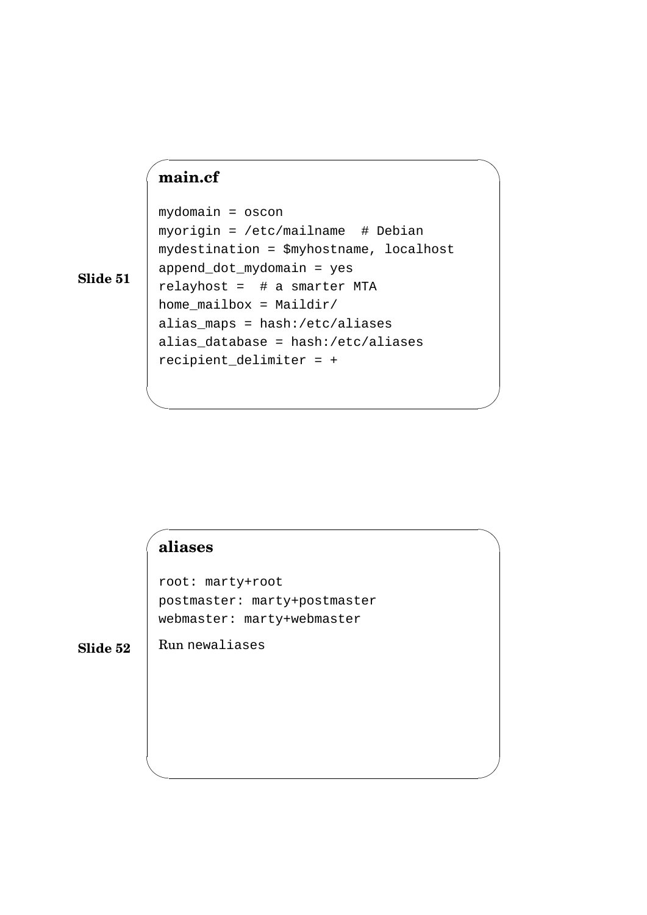Slide 51

## main.cf

```
mydomain = oscon
myorigin = /etc/mailname  # Debian
mydestination = $myhostname, localhost
append_dot_mydomain = yes
relayhost =  # a smarter MTA
home_mailbox = Maildir/
alias_maps = hash:/etc/aliases
alias_database = hash:/etc/aliases
recipient_delimiter = +
```

Slide 52

## aliases

```
root: marty+root
postmaster: marty+postmaster
webmaster: marty+webmaster
```

Run `newaliases`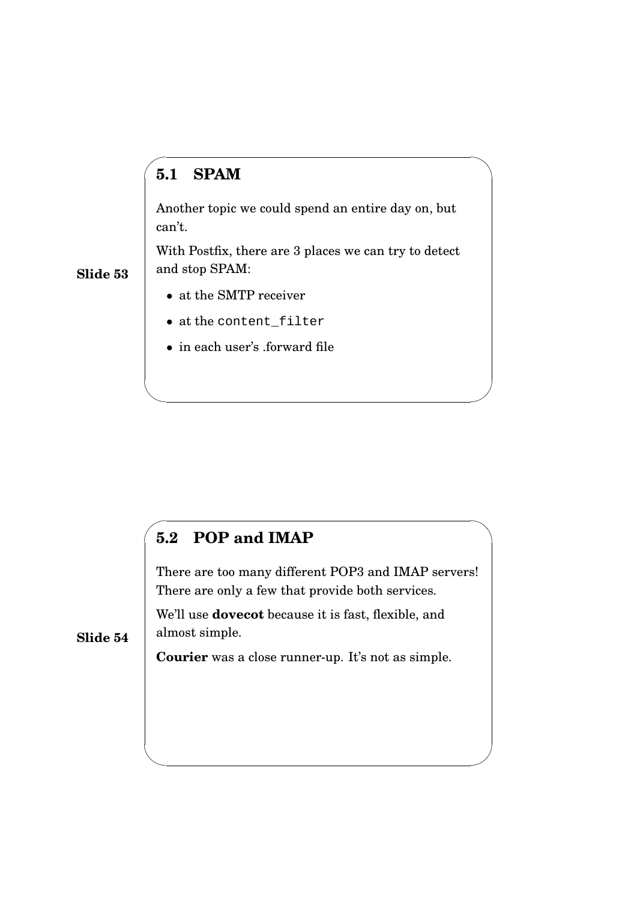Slide 53

## 5.1 SPAM

Another topic we could spend an entire day on, but can't.

With Postfix, there are 3 places we can try to detect and stop SPAM:

- at the SMTP receiver
- at the `content_filter`
- in each user's .forward file

Slide 54

## 5.2 POP and IMAP

There are too many different POP3 and IMAP servers! There are only a few that provide both services.

We'll use **dovecot** because it is fast, flexible, and almost simple.

**Courier** was a close runner-up. It's not as simple.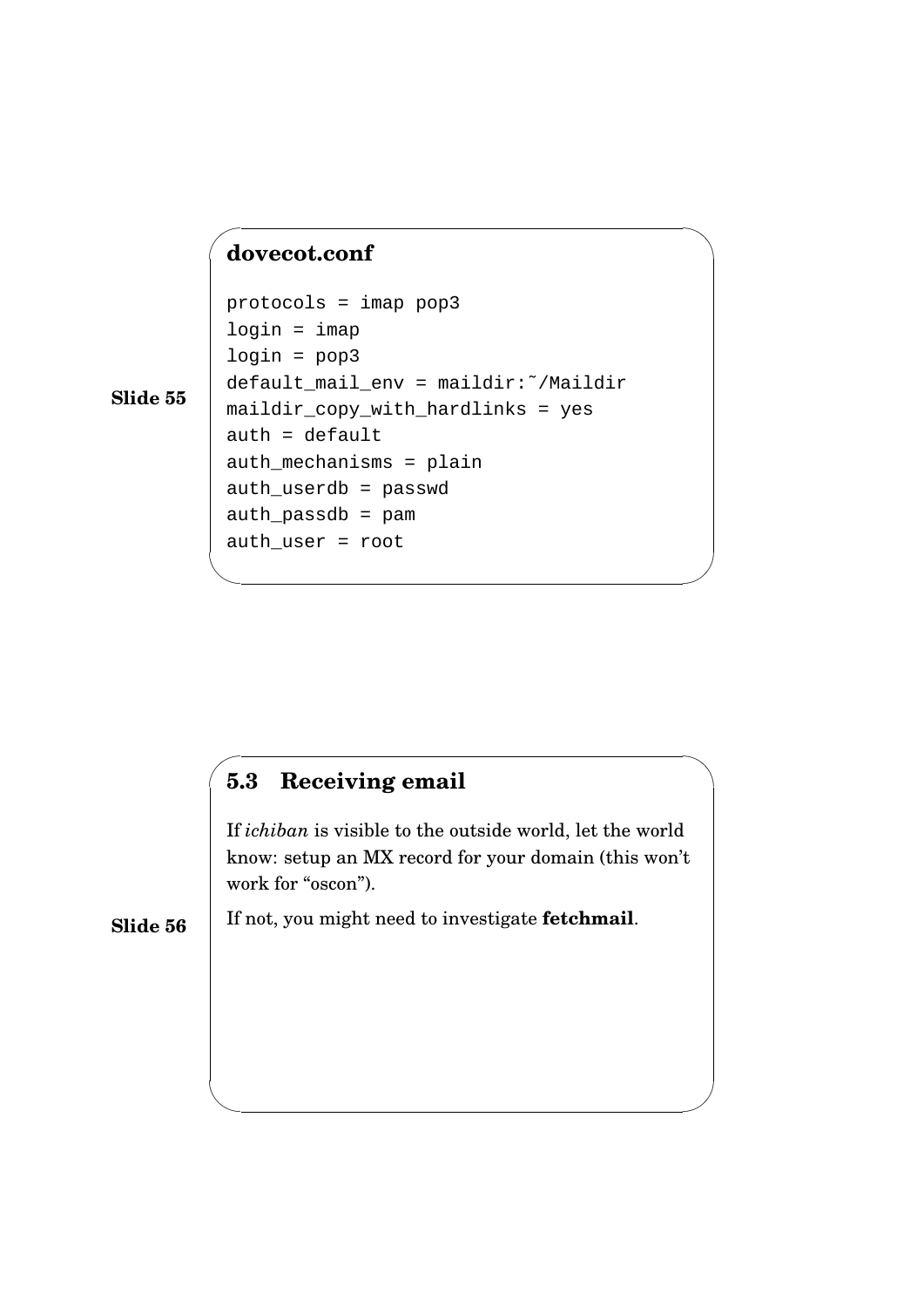Slide 55

**dovecot.conf**

```
protocols = imap pop3
login = imap
login = pop3
default_mail_env = maildir:~/Maildir
maildir_copy_with_hardlinks = yes
auth = default
auth_mechanisms = plain
auth_userdb = passwd
auth_passdb = pam
auth_user = root
```

Slide 56

### 5.3 Receiving email

If *ichiban* is visible to the outside world, let the world know: setup an MX record for your domain (this won't work for "oscon").

If not, you might need to investigate **fetchmail**.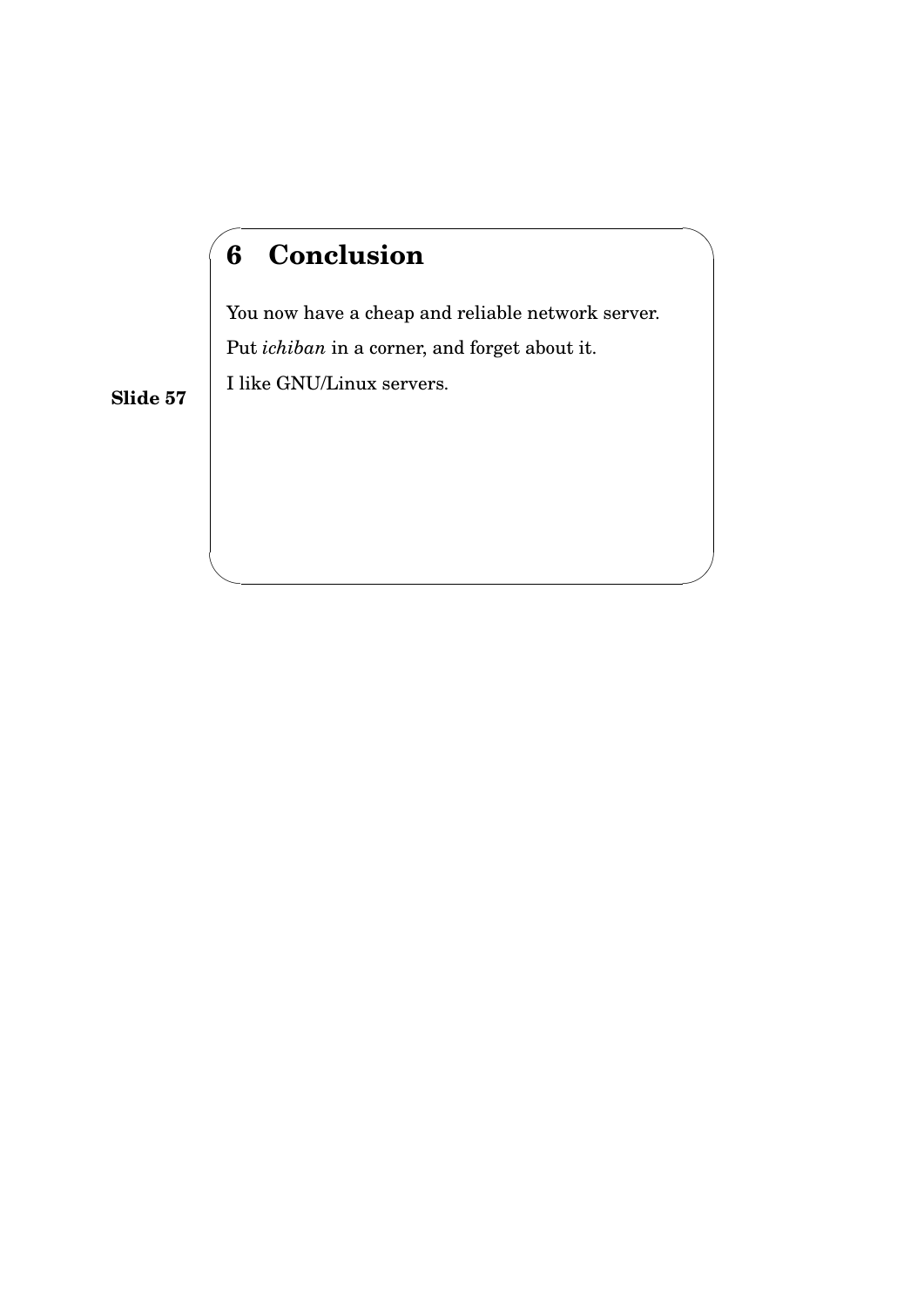# 6 Conclusion

**Slide 57**

You now have a cheap and reliable network server.

Put *ichiban* in a corner, and forget about it.

I like GNU/Linux servers.